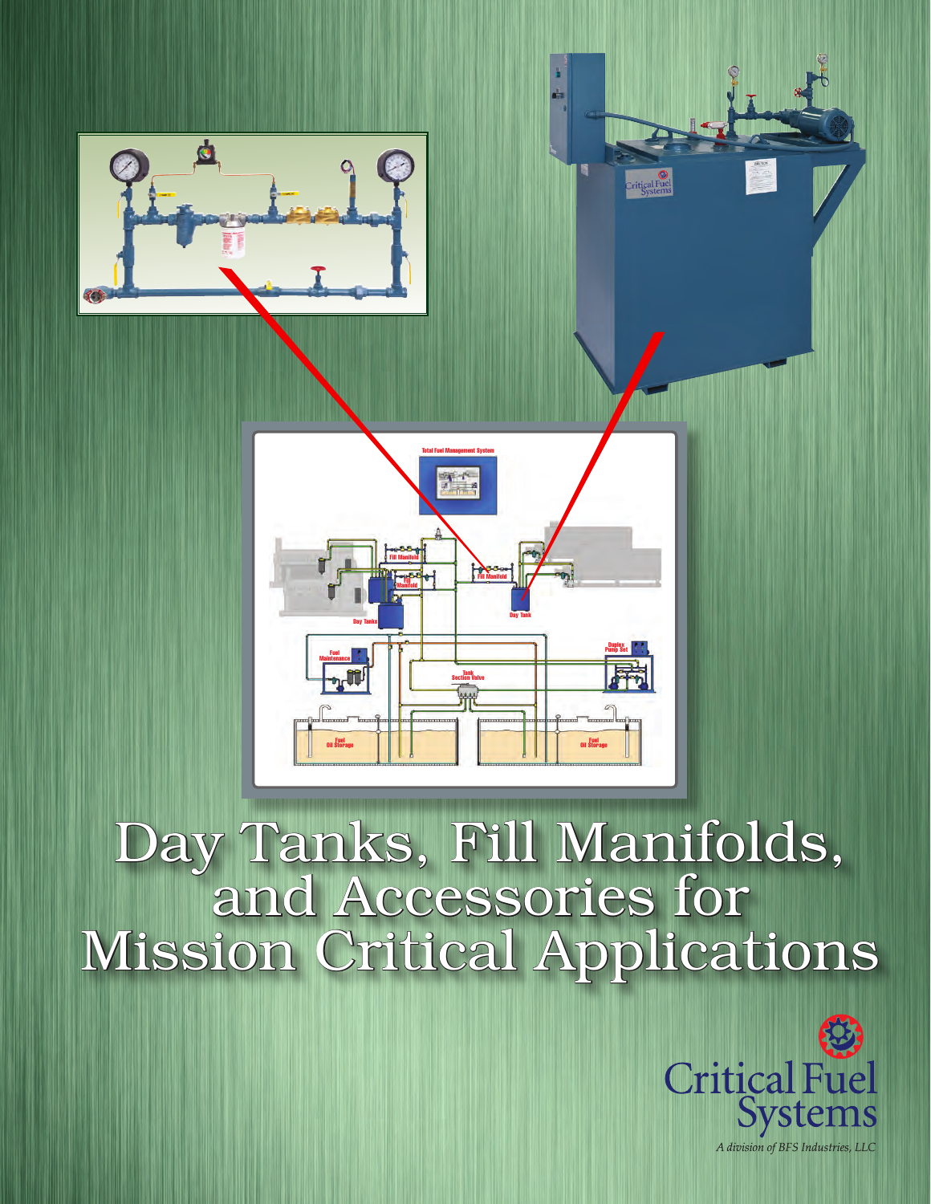# Day Tanks, Fill Manifolds, and Accessories for Mission Critical Applications

Critical Fuel Systems

*A division of BFS Industries, LLC*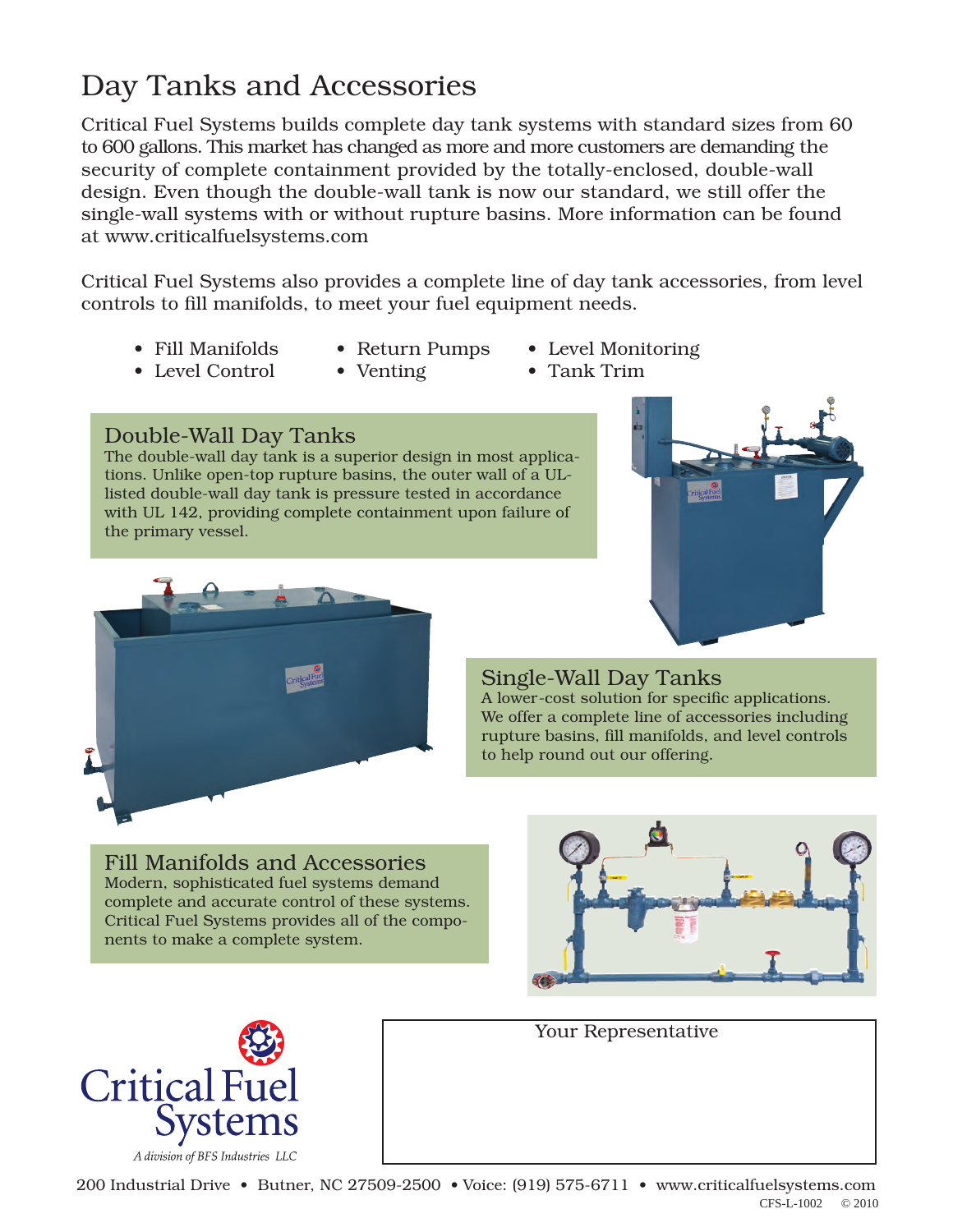# Day Tanks and Accessories

Critical Fuel Systems builds complete day tank systems with standard sizes from 60 to 600 gallons. This market has changed as more and more customers are demanding the security of complete containment provided by the totally-enclosed, double-wall design. Even though the double-wall tank is now our standard, we still offer the single-wall systems with or without rupture basins. More information can be found at www.criticalfuelsystems.com

Critical Fuel Systems also provides a complete line of day tank accessories, from level controls to fill manifolds, to meet your fuel equipment needs.

- Fill Manifolds
- Level Control
- Return Pumps
- Venting
- Level Monitoring
- Tank Trim

## Double-Wall Day Tanks

The double-wall day tank is a superior design in most applications. Unlike open-top rupture basins, the outer wall of a UL-listed double-wall day tank is pressure tested in accordance with UL 142, providing complete containment upon failure of the primary vessel.

## Single-Wall Day Tanks

A lower-cost solution for specific applications. We offer a complete line of accessories including rupture basins, fill manifolds, and level controls to help round out our offering.

## Fill Manifolds and Accessories

Modern, sophisticated fuel systems demand complete and accurate control of these systems. Critical Fuel Systems provides all of the components to make a complete system.

Critical Fuel Systems
*A division of BFS Industries LLC*

Your Representative

200 Industrial Drive • Butner, NC 27509-2500 • Voice: (919) 575-6711 • www.criticalfuelsystems.com

CFS-L-1002 © 2010